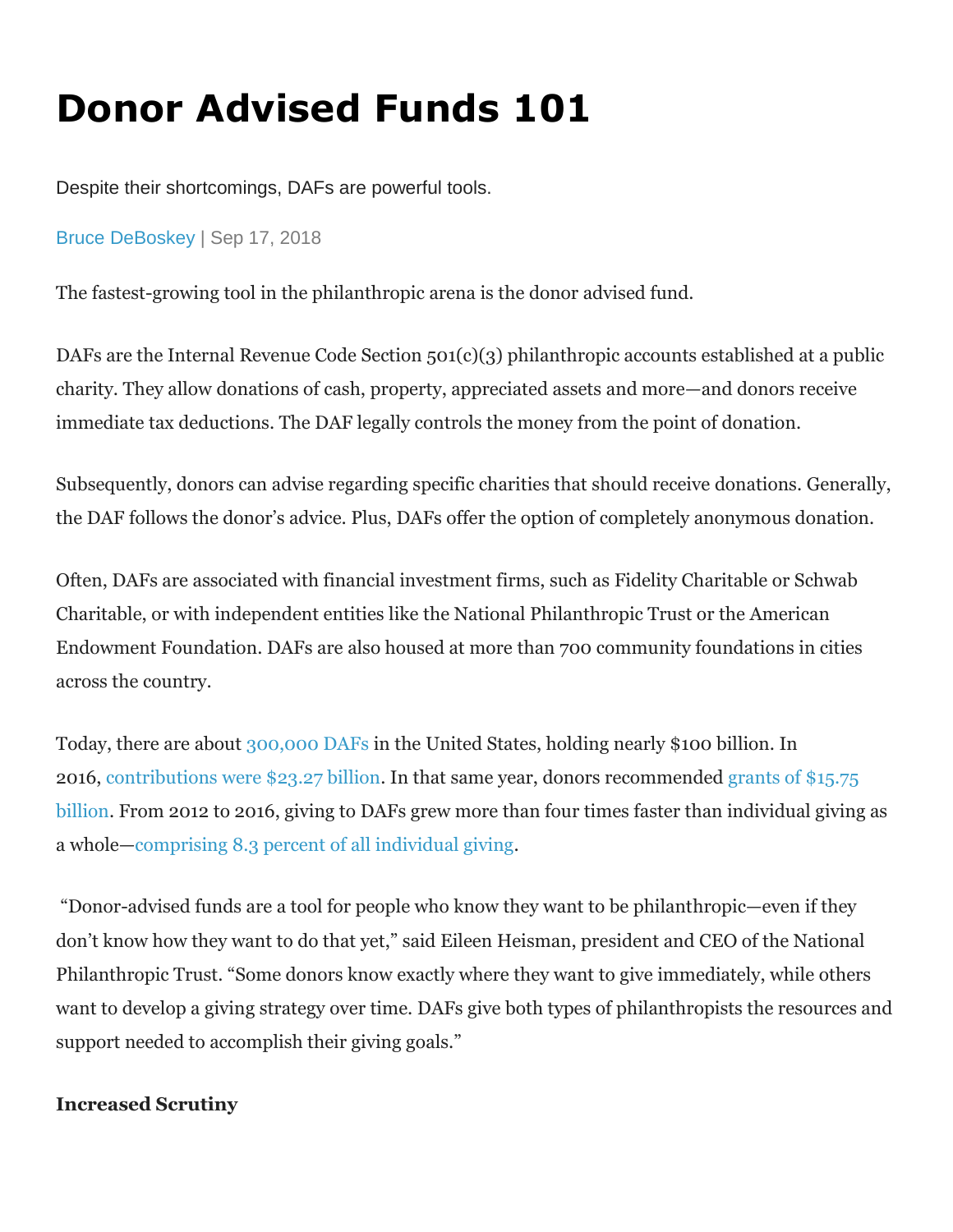# Donor Advised Funds 101

Despite their shortcomings, DAFs are powerful tools.

Bruce DeBoskey | Sep 17, 2018

The fastest-growing tool in the philanthropic arena is the donor advised fund.

DAFs are the Internal Revenue Code Section 501(c)(3) philanthropic accounts established at a public charity. They allow donations of cash, property, appreciated assets and more—and donors receive immediate tax deductions. The DAF legally controls the money from the point of donation.

Subsequently, donors can advise regarding specific charities that should receive donations. Generally, the DAF follows the donor's advice. Plus, DAFs offer the option of completely anonymous donation.

Often, DAFs are associated with financial investment firms, such as Fidelity Charitable or Schwab Charitable, or with independent entities like the National Philanthropic Trust or the American Endowment Foundation. DAFs are also housed at more than 700 community foundations in cities across the country.

Today, there are about 300,000 DAFs in the United States, holding nearly $100 billion. In 2016, contributions were $23.27 billion. In that same year, donors recommended grants of $15.75 billion. From 2012 to 2016, giving to DAFs grew more than four times faster than individual giving as a whole—comprising 8.3 percent of all individual giving.

"Donor-advised funds are a tool for people who know they want to be philanthropic—even if they don't know how they want to do that yet," said Eileen Heisman, president and CEO of the National Philanthropic Trust. "Some donors know exactly where they want to give immediately, while others want to develop a giving strategy over time. DAFs give both types of philanthropists the resources and support needed to accomplish their giving goals."

**Increased Scrutiny**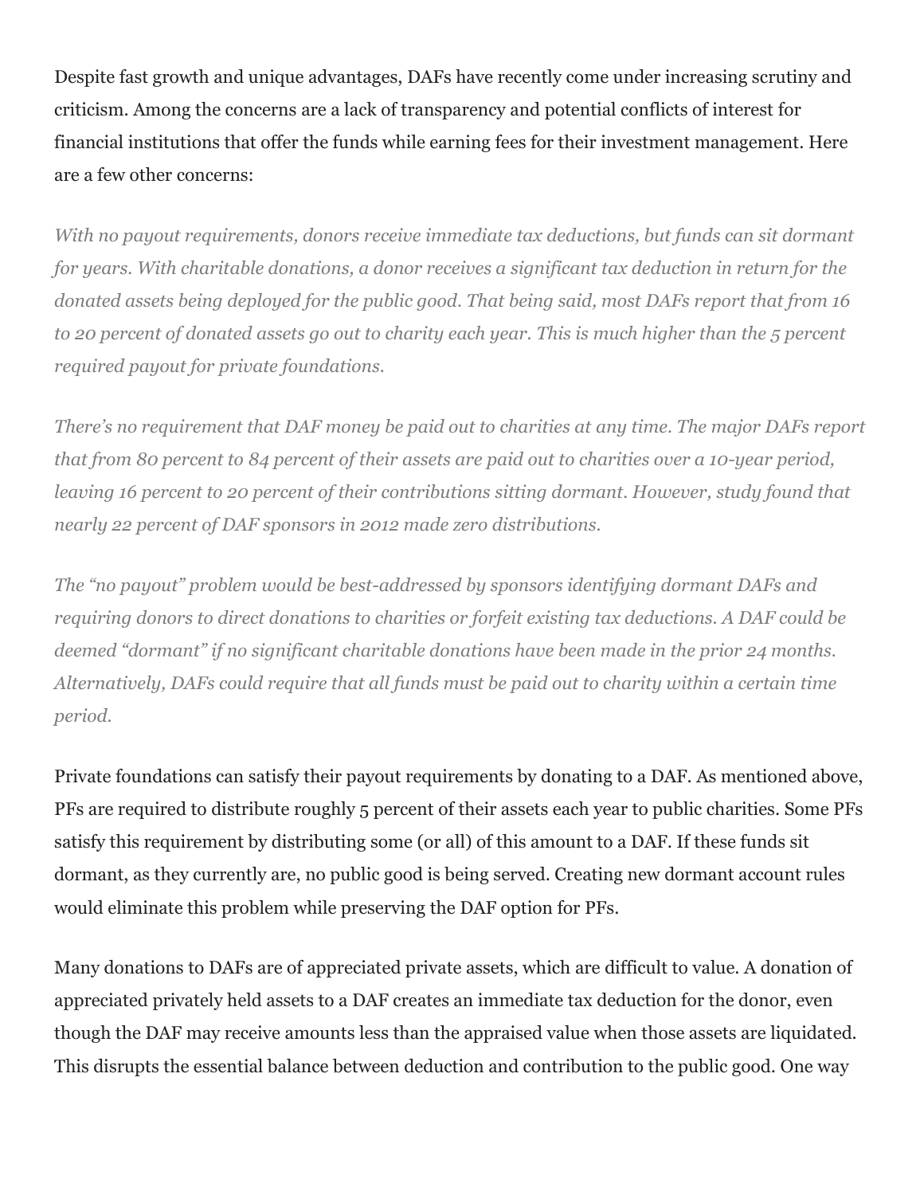Despite fast growth and unique advantages, DAFs have recently come under increasing scrutiny and criticism. Among the concerns are a lack of transparency and potential conflicts of interest for financial institutions that offer the funds while earning fees for their investment management. Here are a few other concerns:

*With no payout requirements, donors receive immediate tax deductions, but funds can sit dormant for years. With charitable donations, a donor receives a significant tax deduction in return for the donated assets being deployed for the public good. That being said, most DAFs report that from 16 to 20 percent of donated assets go out to charity each year. This is much higher than the 5 percent required payout for private foundations.*

*There's no requirement that DAF money be paid out to charities at any time. The major DAFs report that from 80 percent to 84 percent of their assets are paid out to charities over a 10-year period, leaving 16 percent to 20 percent of their contributions sitting dormant. However, study found that nearly 22 percent of DAF sponsors in 2012 made zero distributions.*

*The "no payout" problem would be best-addressed by sponsors identifying dormant DAFs and requiring donors to direct donations to charities or forfeit existing tax deductions. A DAF could be deemed "dormant" if no significant charitable donations have been made in the prior 24 months. Alternatively, DAFs could require that all funds must be paid out to charity within a certain time period.*

Private foundations can satisfy their payout requirements by donating to a DAF. As mentioned above, PFs are required to distribute roughly 5 percent of their assets each year to public charities. Some PFs satisfy this requirement by distributing some (or all) of this amount to a DAF. If these funds sit dormant, as they currently are, no public good is being served. Creating new dormant account rules would eliminate this problem while preserving the DAF option for PFs.

Many donations to DAFs are of appreciated private assets, which are difficult to value. A donation of appreciated privately held assets to a DAF creates an immediate tax deduction for the donor, even though the DAF may receive amounts less than the appraised value when those assets are liquidated. This disrupts the essential balance between deduction and contribution to the public good. One way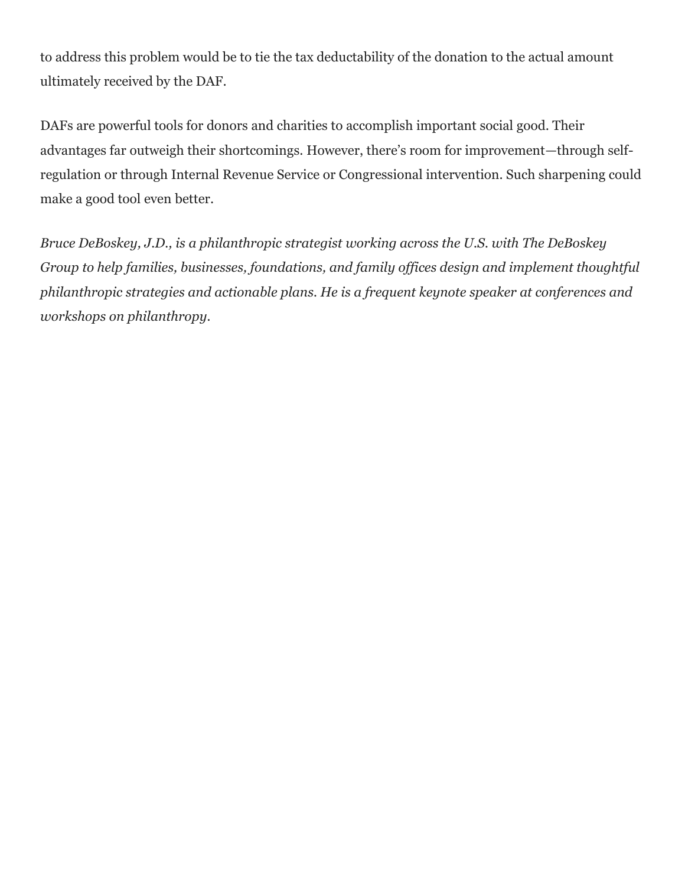to address this problem would be to tie the tax deductability of the donation to the actual amount ultimately received by the DAF.

DAFs are powerful tools for donors and charities to accomplish important social good. Their advantages far outweigh their shortcomings. However, there's room for improvement—through self-regulation or through Internal Revenue Service or Congressional intervention. Such sharpening could make a good tool even better.

*Bruce DeBoskey, J.D., is a philanthropic strategist working across the U.S. with The DeBoskey Group to help families, businesses, foundations, and family offices design and implement thoughtful philanthropic strategies and actionable plans. He is a frequent keynote speaker at conferences and workshops on philanthropy.*